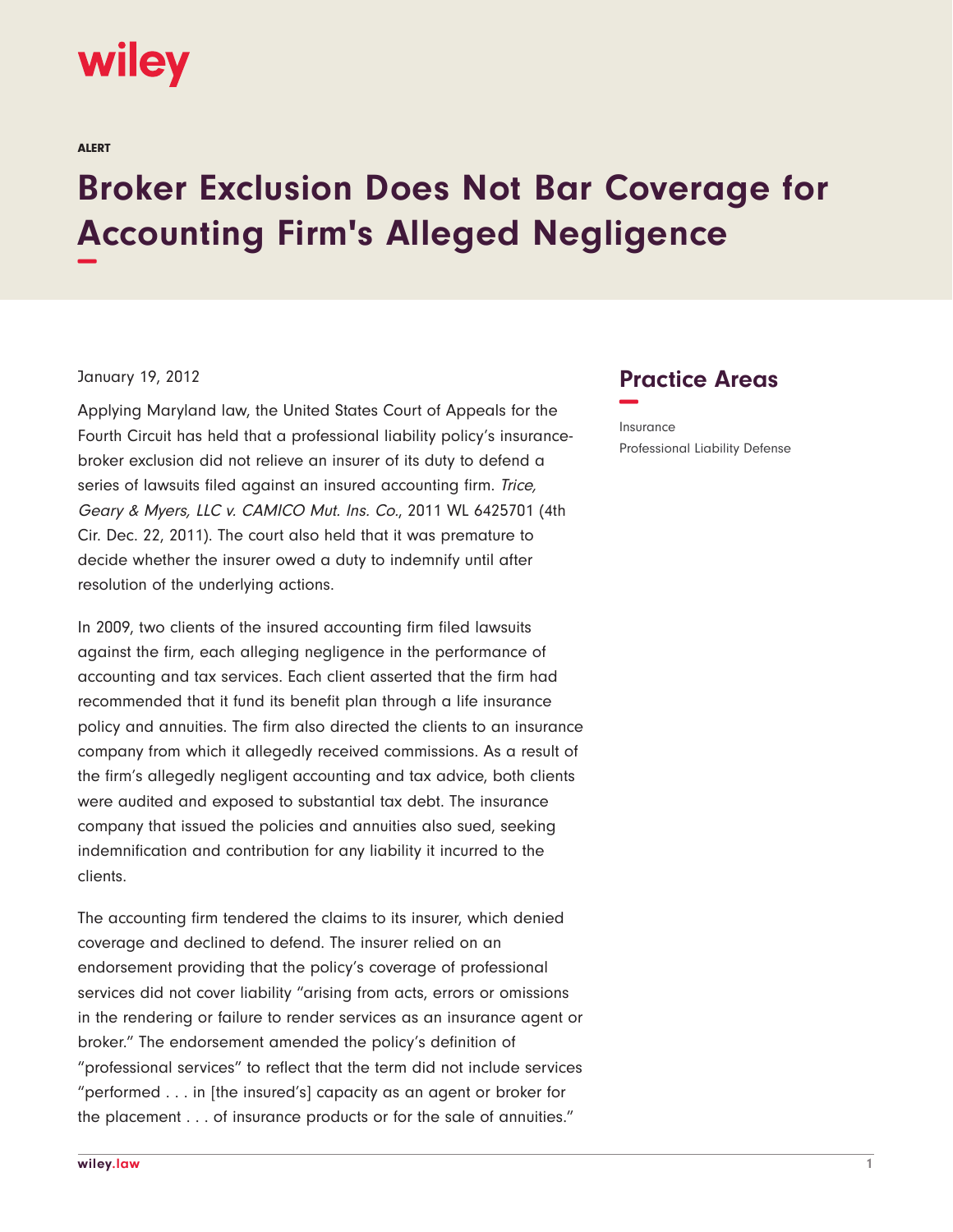ALERT

# Broker Exclusion Does Not Bar Coverage for Accounting Firm's Alleged Negligence

January 19, 2012

Applying Maryland law, the United States Court of Appeals for the Fourth Circuit has held that a professional liability policy's insurance-broker exclusion did not relieve an insurer of its duty to defend a series of lawsuits filed against an insured accounting firm. *Trice, Geary & Myers, LLC v. CAMICO Mut. Ins. Co.*, 2011 WL 6425701 (4th Cir. Dec. 22, 2011). The court also held that it was premature to decide whether the insurer owed a duty to indemnify until after resolution of the underlying actions.

In 2009, two clients of the insured accounting firm filed lawsuits against the firm, each alleging negligence in the performance of accounting and tax services. Each client asserted that the firm had recommended that it fund its benefit plan through a life insurance policy and annuities. The firm also directed the clients to an insurance company from which it allegedly received commissions. As a result of the firm's allegedly negligent accounting and tax advice, both clients were audited and exposed to substantial tax debt. The insurance company that issued the policies and annuities also sued, seeking indemnification and contribution for any liability it incurred to the clients.

The accounting firm tendered the claims to its insurer, which denied coverage and declined to defend. The insurer relied on an endorsement providing that the policy's coverage of professional services did not cover liability "arising from acts, errors or omissions in the rendering or failure to render services as an insurance agent or broker." The endorsement amended the policy's definition of "professional services" to reflect that the term did not include services "performed . . . in [the insured's] capacity as an agent or broker for the placement . . . of insurance products or for the sale of annuities."

## Practice Areas

Insurance

Professional Liability Defense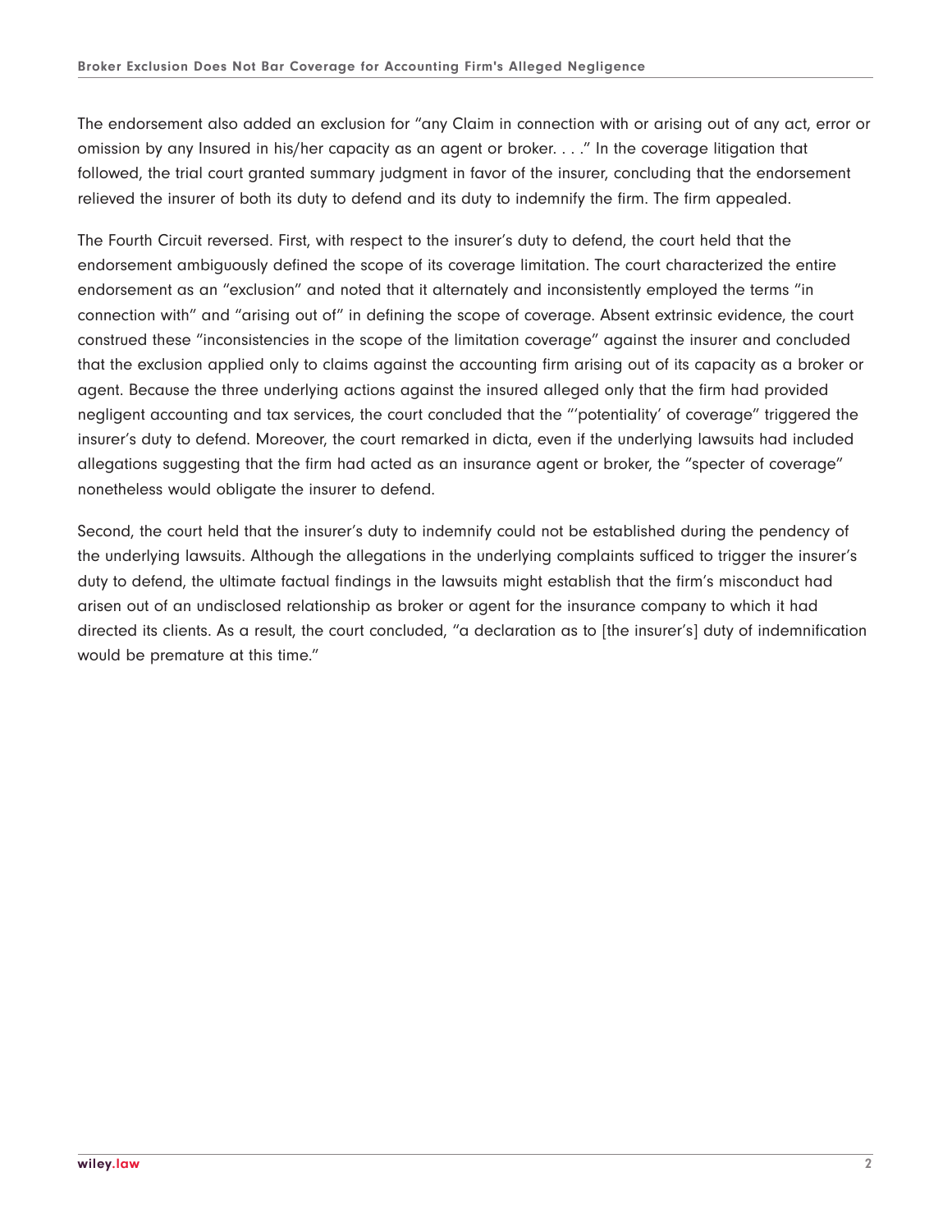The endorsement also added an exclusion for "any Claim in connection with or arising out of any act, error or omission by any Insured in his/her capacity as an agent or broker. . . ." In the coverage litigation that followed, the trial court granted summary judgment in favor of the insurer, concluding that the endorsement relieved the insurer of both its duty to defend and its duty to indemnify the firm. The firm appealed.

The Fourth Circuit reversed. First, with respect to the insurer's duty to defend, the court held that the endorsement ambiguously defined the scope of its coverage limitation. The court characterized the entire endorsement as an "exclusion" and noted that it alternately and inconsistently employed the terms "in connection with" and "arising out of" in defining the scope of coverage. Absent extrinsic evidence, the court construed these "inconsistencies in the scope of the limitation coverage" against the insurer and concluded that the exclusion applied only to claims against the accounting firm arising out of its capacity as a broker or agent. Because the three underlying actions against the insured alleged only that the firm had provided negligent accounting and tax services, the court concluded that the "'potentiality' of coverage" triggered the insurer's duty to defend. Moreover, the court remarked in dicta, even if the underlying lawsuits had included allegations suggesting that the firm had acted as an insurance agent or broker, the "specter of coverage" nonetheless would obligate the insurer to defend.

Second, the court held that the insurer's duty to indemnify could not be established during the pendency of the underlying lawsuits. Although the allegations in the underlying complaints sufficed to trigger the insurer's duty to defend, the ultimate factual findings in the lawsuits might establish that the firm's misconduct had arisen out of an undisclosed relationship as broker or agent for the insurance company to which it had directed its clients. As a result, the court concluded, "a declaration as to [the insurer's] duty of indemnification would be premature at this time."